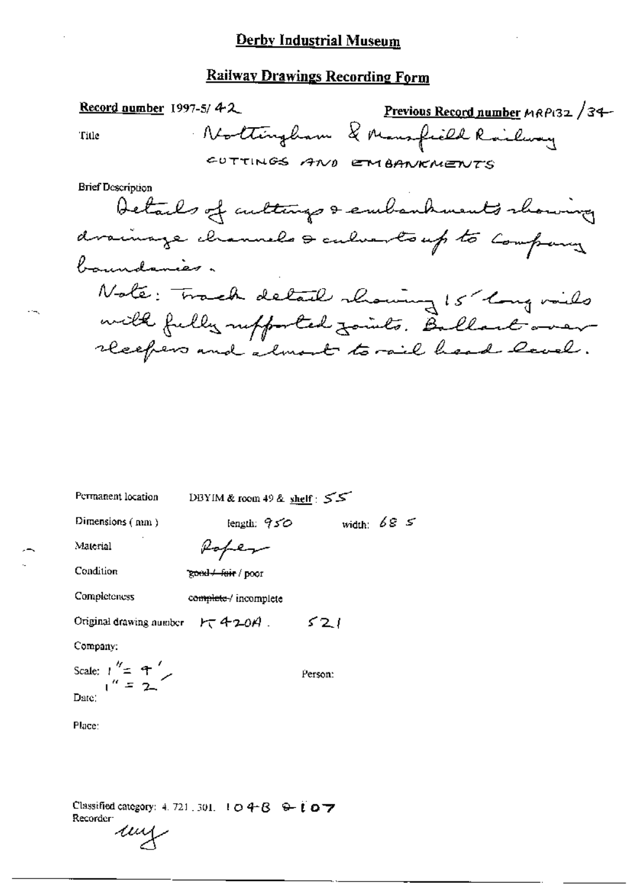# Derby Industrial Museum

## Railway Drawings Recording Form

**Record number** 1997-5/ 42 **Previous Record number** MRP132 /34

Title Nottingham & Mansfield Railway
CUTTINGS AND EMBANKMENTS

Brief Description
Details of cuttings & embankments showing drainage channels & culverts up to Company boundaries.
Note: Track detail showing 15' long rails with fully supported joints. Ballast over sleepers and almost to rail head level.

Permanent location DBYIM & room 49 & shelf : 55

Dimensions ( mm ) length: 950 width: 685

Material Paper

Condition ~~good / fair~~ / poor

Completeness ~~complete~~ / incomplete

Original drawing number K 420A . 521

Company:

Scale: 1" = 4'
1" = 2'

Person:

Date:

Place:

Classified category: 4. 721 . 301. 104B 9107
Recorder: uuf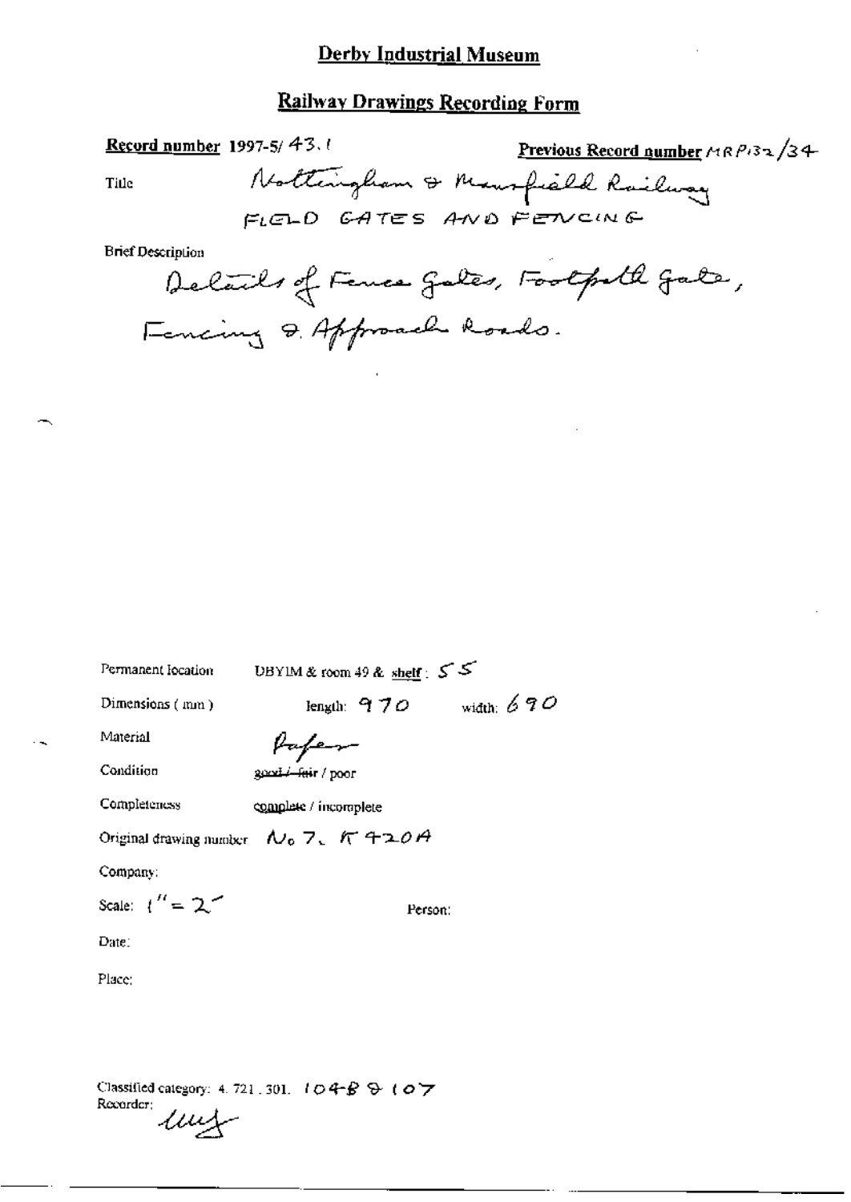**Derby Industrial Museum**

**Railway Drawings Recording Form**

**Record number** 1997-5/ 43.1 **Previous Record number** MRP132/34

Title Nottingham & Mansfield Railway
FIELD GATES AND FENCING

Brief Description
Details of Fence Gates, Footpath Gate, Fencing & Approach Roads.

Permanent location DBYIM & room 49 & shelf: 55

Dimensions (mm) length: 970 width: 690

Material Paper

Condition ~~good / fair~~ / poor

Completeness complete / incomplete

Original drawing number No 7. K 420A

Company:

Scale: 1" = 2'

Person:

Date:

Place:

Classified category: 4. 721. 301. 104B & 107

Recorder: *[signature]*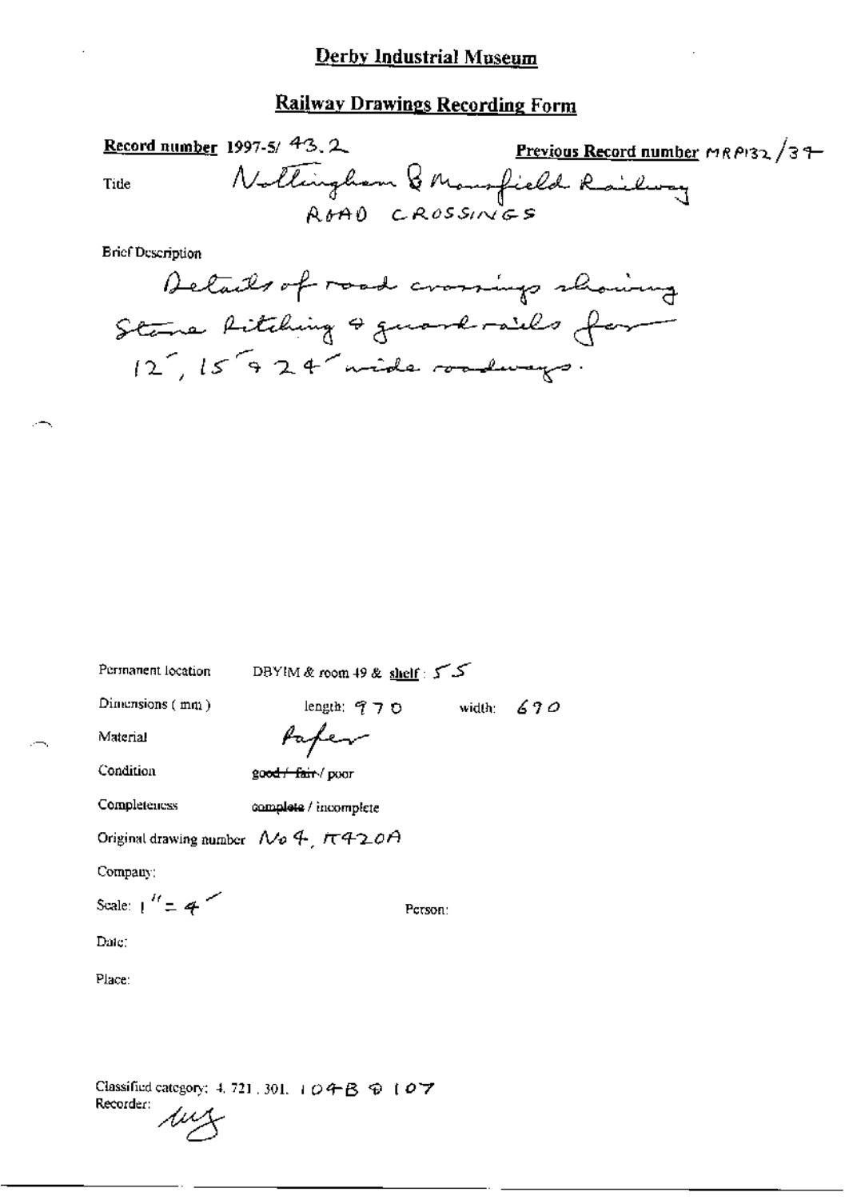# Derby Industrial Museum

## Railway Drawings Recording Form

**Record number** 1997-5/ 43.2 **Previous Record number** MRP132/37

Title Nottingham & Mansfield Railway
ROAD CROSSINGS

Brief Description

Details of road crossings showing Stone pitching & guard rails for 12', 15' & 24' wide roadways.

Permanent location DBYIM & room 49 & shelf: 55

Dimensions (mm) length: 970 width: 690

Material Paper

Condition ~~good / fair~~ / poor

Completeness ~~complete~~ / incomplete

Original drawing number No 4, π420A

Company:

Scale: 1" = 4'

Person:

Date:

Place:

Classified category: 4. 721. 301. 104B & 107

Recorder: *(signature)*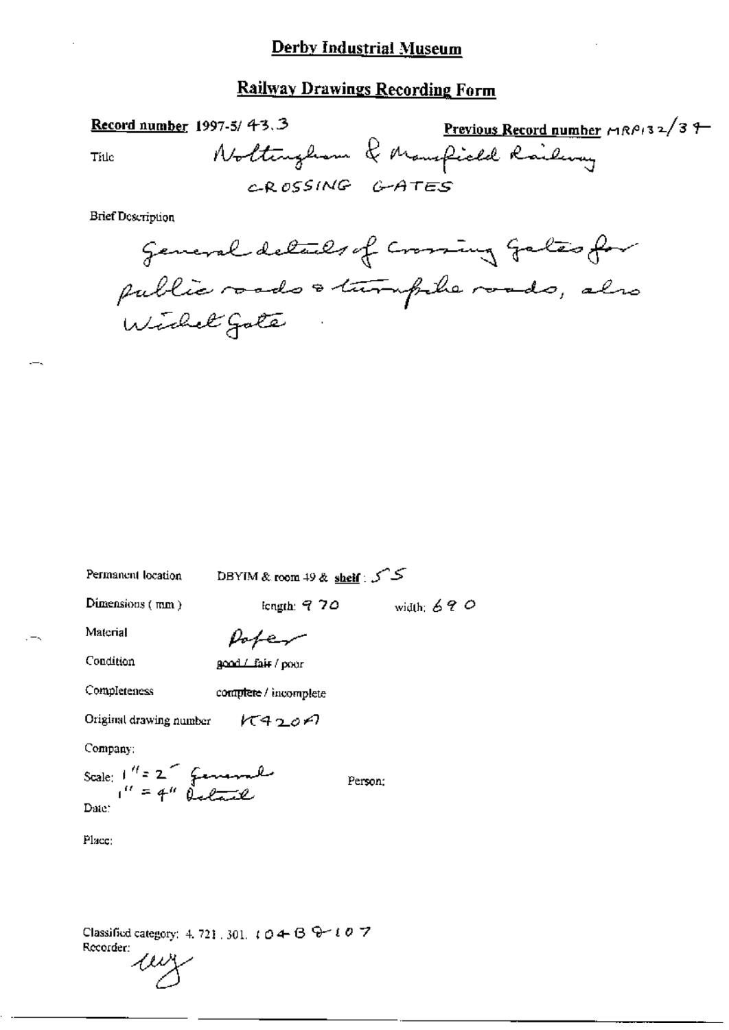# Derby Industrial Museum

## Railway Drawings Recording Form

**Record number** 1997-5/ 43.3 **Previous Record number** MRP132/37

Title Nottingham & Mansfield Railway
CROSSING GATES

Brief Description

General details of Crossing Gates for public roads & turnpike roads, also Wicket Gate

Permanent location DBYIM & room 49 & **shelf**: 55

Dimensions (mm) length: 970 width: 690

Material Paper

Condition ~~good / fair~~ / poor

Completeness ~~complete~~ / incomplete

Original drawing number K4207

Company:

Scale: 1" = 2' General
1" = 4" Detail

Person:

Date:

Place:

Classified category: 4. 721. 301. 104-B 9-107
Recorder: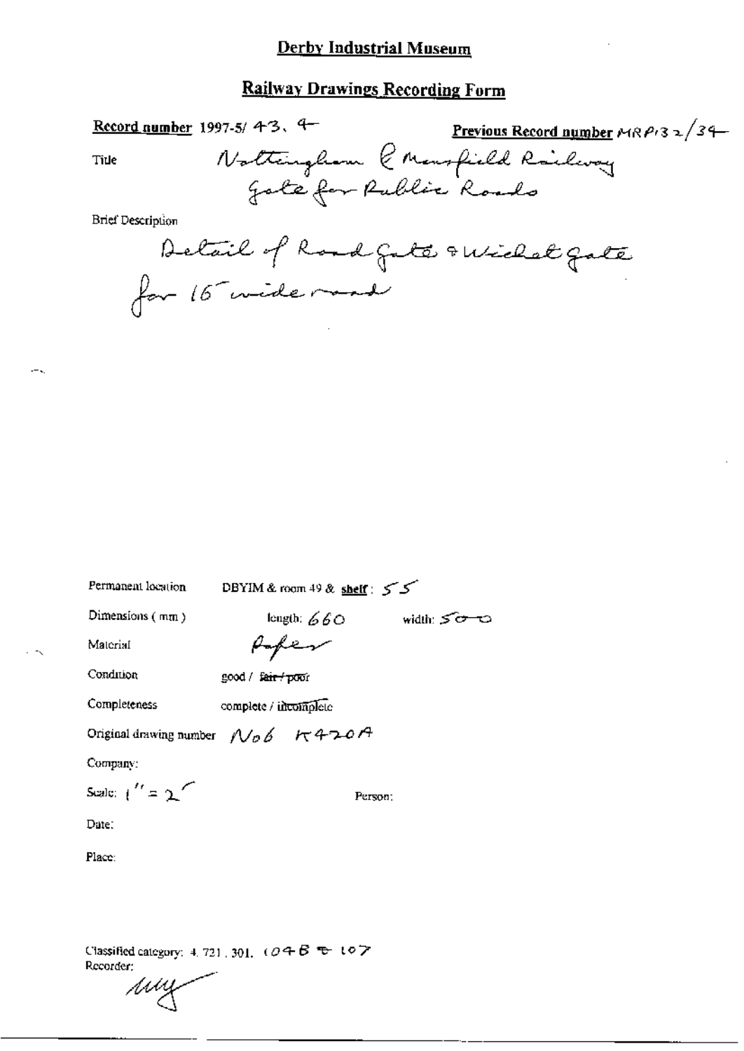## Derby Industrial Museum

## Railway Drawings Recording Form

**Record number** 1997-5/ 43. 4 **Previous Record number** MRP132/34

Title Nottingham & Mansfield Railway Gate for Public Roads

Brief Description

Detail of Road Gate & Wicket Gate for 16' wide road

Permanent location DBYIM & room 49 & **shelf**: 55

Dimensions (mm) length: 660 width: 500

Material Paper

Condition good / ~~fair / poor~~

Completeness complete / ~~incomplete~~

Original drawing number No6 K420A

Company:

Scale: 1" = 2'

Person:

Date:

Place:

Classified category: 4. 721. 301. 104B to 107

Recorder: MY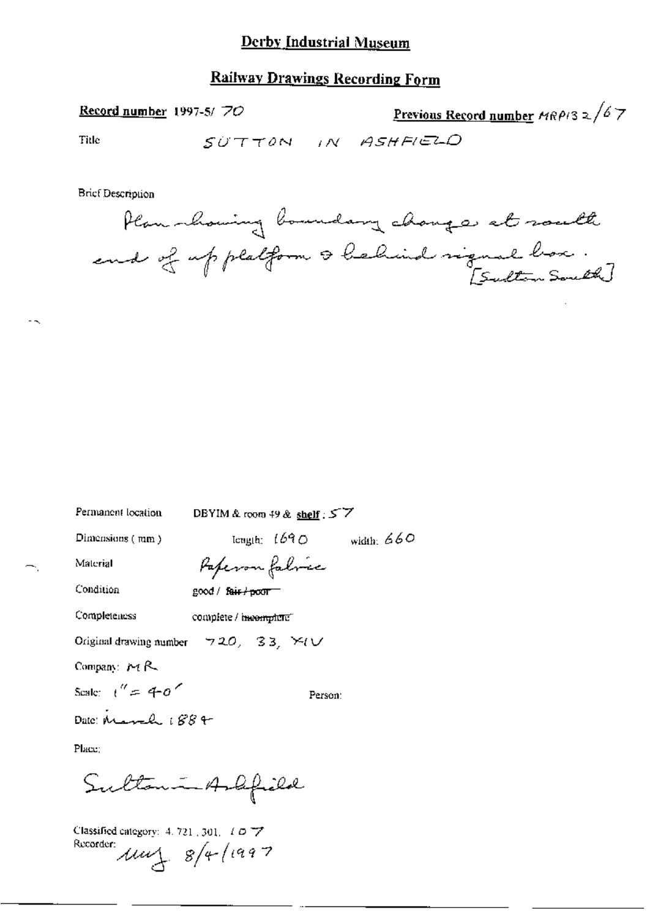# Derby Industrial Museum

## Railway Drawings Recording Form

**Record number** 1997-5/ 70

**Previous Record number** MRP132/67

Title SUTTON IN ASHFIELD

Brief Description

Plan showing boundary change at south end of up platform & behind signal box. [Sutton South]

Permanent location DBYIM & room 49 & **shelf**: 57

Dimensions (mm) length: 1690 width: 660

Material Paper on fabric

Condition good / ~~fair / poor~~

Completeness complete / ~~incomplete~~

Original drawing number 720, 33, XIV

Company: MR

Scale: 1" = 40'

Person:

Date: March 1884

Place:

Sutton in Ashfield

Classified category: 4. 721 . 301. 107

Recorder: MMJ 8/4/1997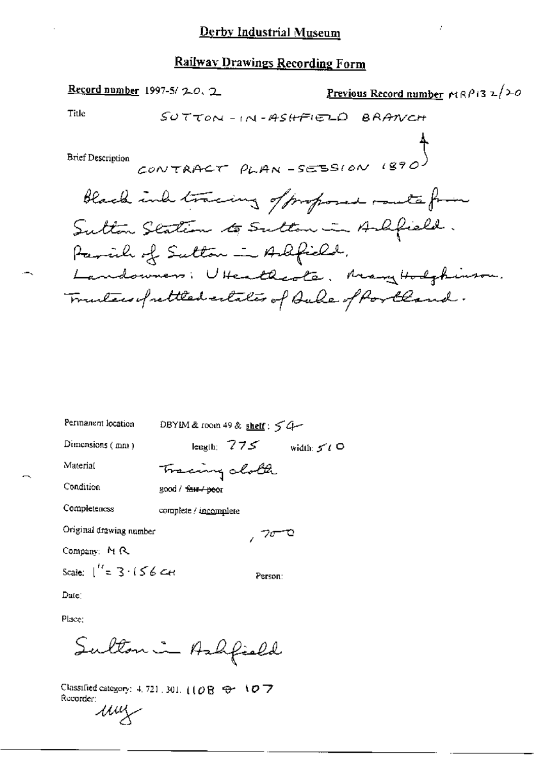# Derby Industrial Museum

## Railway Drawings Recording Form

**Record number** 1997-5/ 20. 2 **Previous Record number** MRP132/20

Title: SUTTON-IN-ASHFIELD BRANCH

Brief Description: CONTRACT PLAN - SESSION 1890

Black ink tracing of proposed route from Sutton Station to Sutton in Ashfield. Parish of Sutton in Ashfield. Landowners: U Heathcote, Mary Hodgkinson. Trustees of settled estates of Duke of Portland.

Permanent location: DBYIM & room 49 & **shelf**: 54

Dimensions (mm): length: 775 width: 510

Material: Tracing cloth

Condition: good / ~~fair / poor~~

Completeness: complete / incomplete

Original drawing number: , 700

Company: MR

Scale: 1" = 3.156 CH

Person:

Date:

Place:

Sutton in Ashfield

Classified category: 4, 721, 301, 108 & 107

Recorder: muy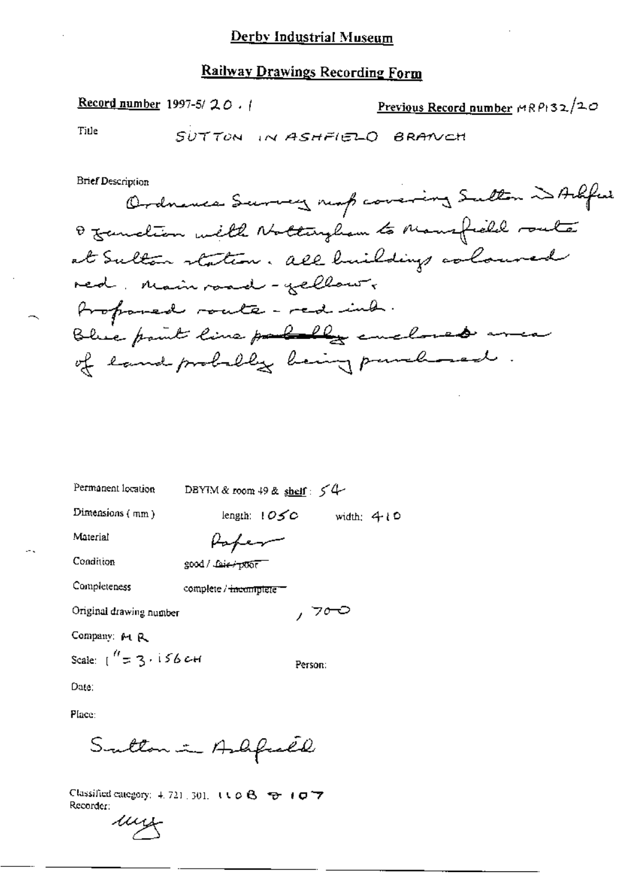# Derby Industrial Museum

## Railway Drawings Recording Form

**Record number** 1997-5/ 20 . 1

**Previous Record number** MRP132/20

Title: SUTTON IN ASHFIELD BRANCH

Brief Description:

Ordnance Survey map covering Sutton in Ashfield & junction with Nottingham to Mansfield route at Sutton station. All buildings coloured red. Main road - yellow. Proposed route - red ink. Blue paint line ~~probably~~ enclosed area of land probably being purchased.

Permanent location: DBYIM & room 49 & shelf: 54

Dimensions (mm): length: 1050 width: 410

Material: Paper

Condition: good / ~~fair / poor~~

Completeness: complete / ~~incomplete~~

Original drawing number: , 700

Company: MR

Scale: 1" = 3.156 CH

Person:

Date:

Place:

Sutton in Ashfield

Classified category: 4.721.301. 1108 & 107

Recorder:

ury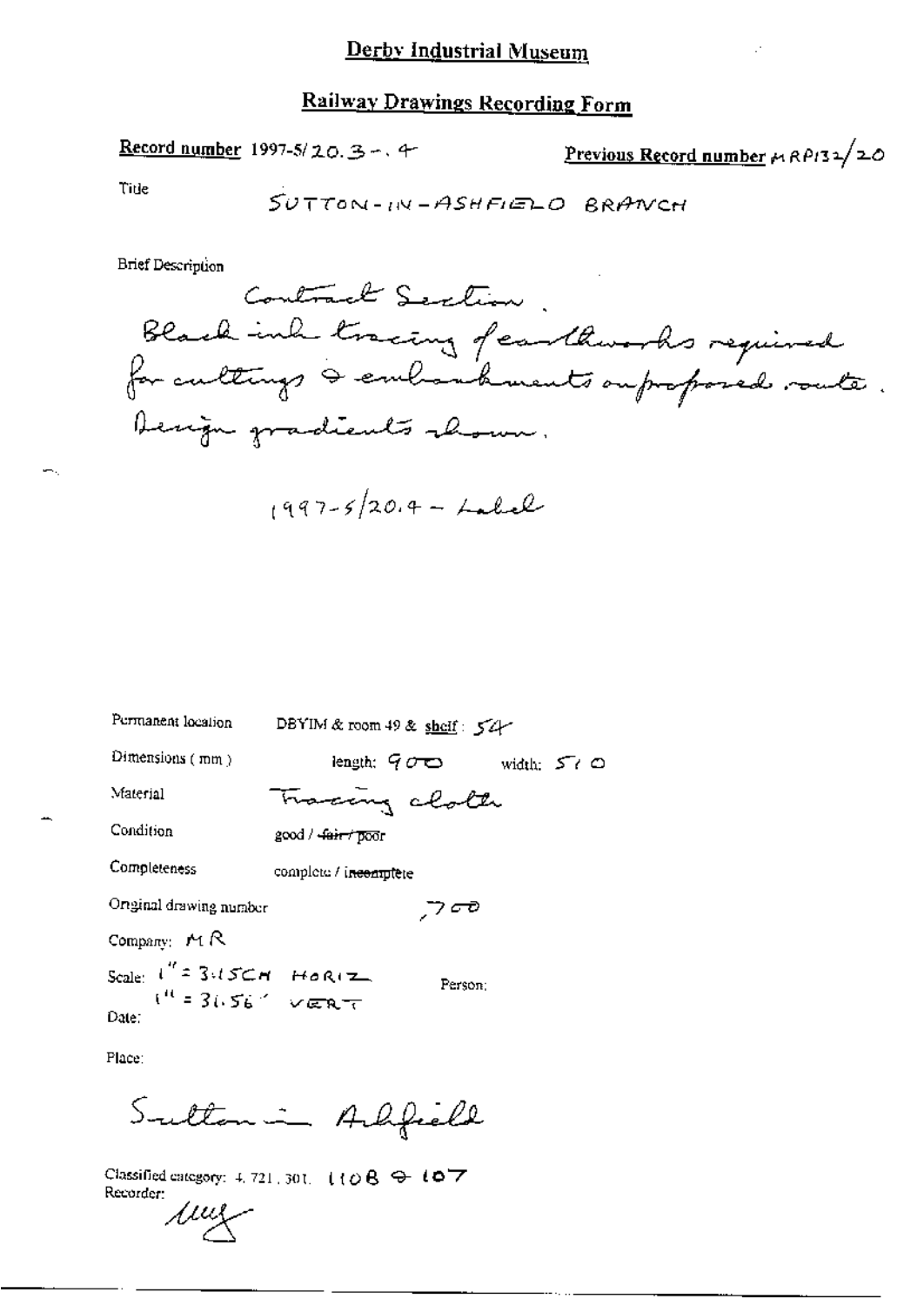# Derby Industrial Museum

## Railway Drawings Recording Form

**Record number** 1997-5/20.3-.4

**Previous Record number** MRP132/20

Title

SUTTON-IN-ASHFIELD BRANCH

Brief Description

Contract Section.
Black ink tracing of earthworks required for cuttings & embankments on proposed route.
Design gradients shown.

1997-5/20.4 - Label

Permanent location: DBYIM & room 49 & shelf: 54

Dimensions (mm): length: 900 width: 510

Material: Tracing cloth

Condition: good / ~~fair / poor~~

Completeness: complete / ~~incomplete~~

Original drawing number: 700

Company: MR

Scale: 1" = 3.15CH HORIZ
1" = 31.56' VERT

Person:

Date:

Place:

Sutton in Ashfield

Classified category: 4.721.301. 110B & 107

Recorder: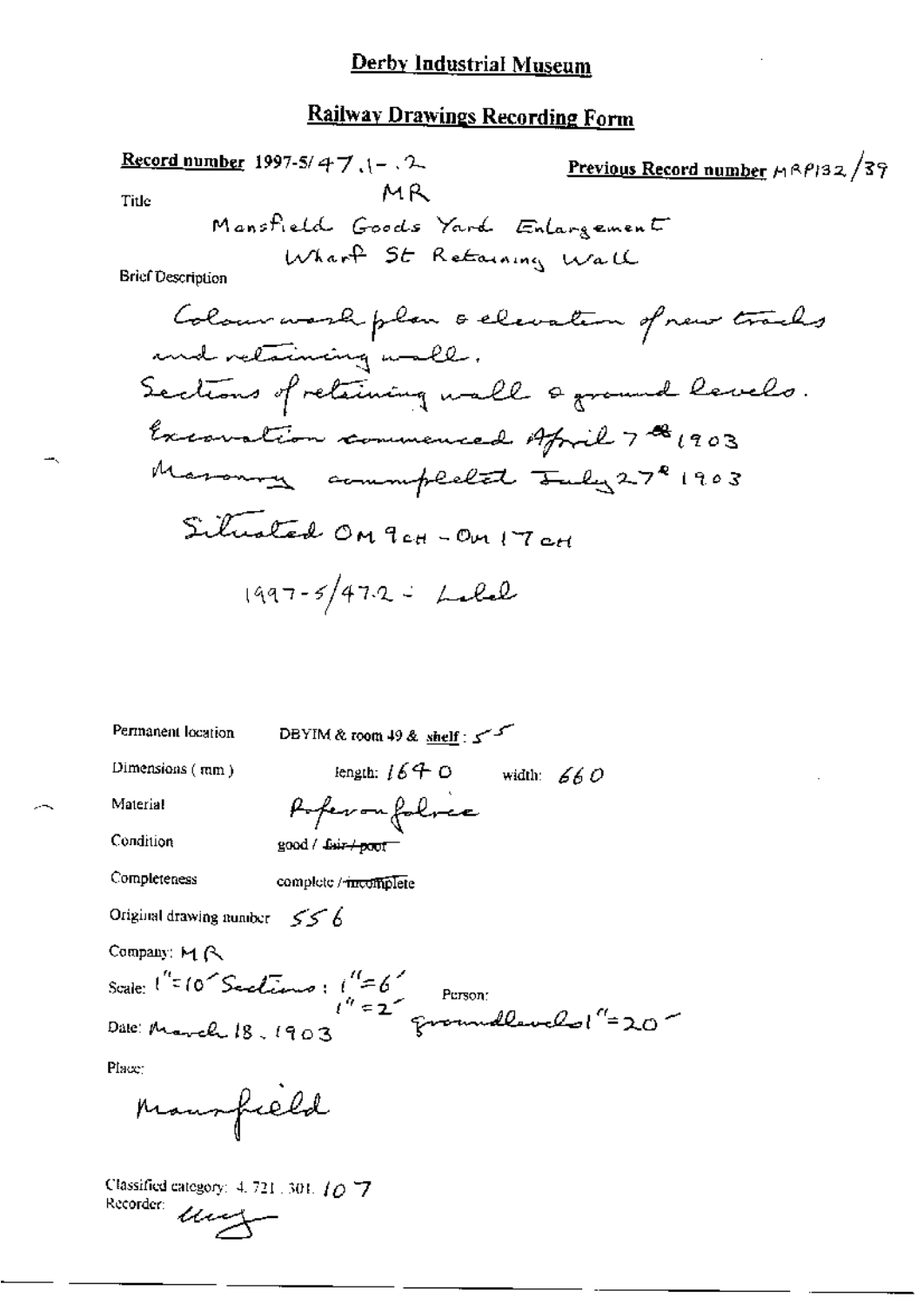# Derby Industrial Museum

## Railway Drawings Recording Form

**Record number** 1997-5/47.1-.2

**Previous Record number** MRP132/39

Title

MR
Mansfield Goods Yard Enlargement
Wharf St Retaining Wall

Brief Description

Colour wash plan & elevation of new tracks and retaining wall.
Sections of retaining wall & ground levels.
Excavation commenced April 7th 1903
Masonry completed July 27th 1903
Situated OM 9CH - OM 17CH

1997-5/47.2 - Label

Permanent location: DBYIM & room 49 & shelf: 55

Dimensions (mm): length: 1640 width: 660

Material: Paper on fabric

Condition: good / ~~fair / poor~~

Completeness: complete / ~~incomplete~~

Original drawing number: 556

Company: MR

Scale: 1" = 10' Sections: 1" = 6' 1" = 2' groundlevels 1" = 20'

Person:

Date: March 18, 1903

Place:

Mansfield

Classified category: 4.721.301.107

Recorder: [signature]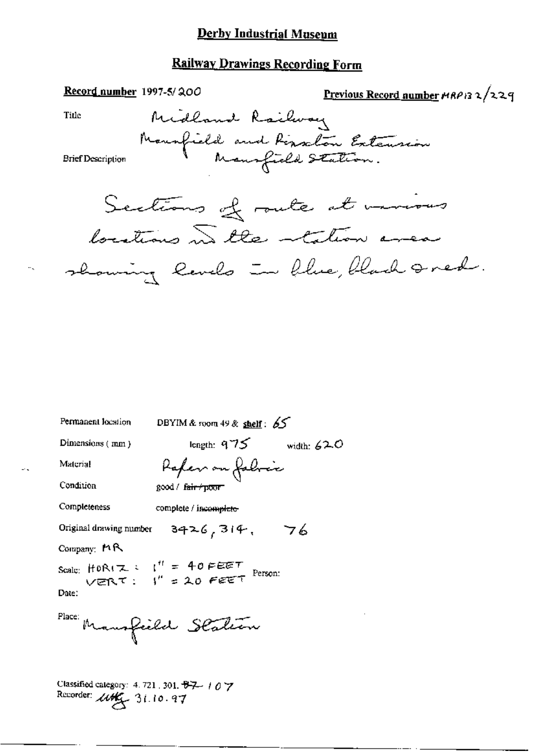# Derby Industrial Museum

## Railway Drawings Recording Form

**Record number** 1997-5/200

**Previous Record number** MRP132/229

Title: Midland Railway
Mansfield and Pinxton Extension
Mansfield Station.

Brief Description:

Sections of route at various locations in the station area showing levels in blue, black & red.

Permanent location: DBYIM & room 49 & **shelf**: 65

Dimensions (mm): length: 975 width: 620

Material: Paper on fabric

Condition: good / ~~fair / poor~~

Completeness: complete / ~~incomplete~~

Original drawing number: 3426, 314, 76

Company: MR

Scale: HORIZ: 1" = 40 FEET
VERT: 1" = 20 FEET

Person:

Date:

Place: Mansfield Station

Classified category: 4.721, 301. ~~87~~ 107

Recorder: [initials] 31.10.97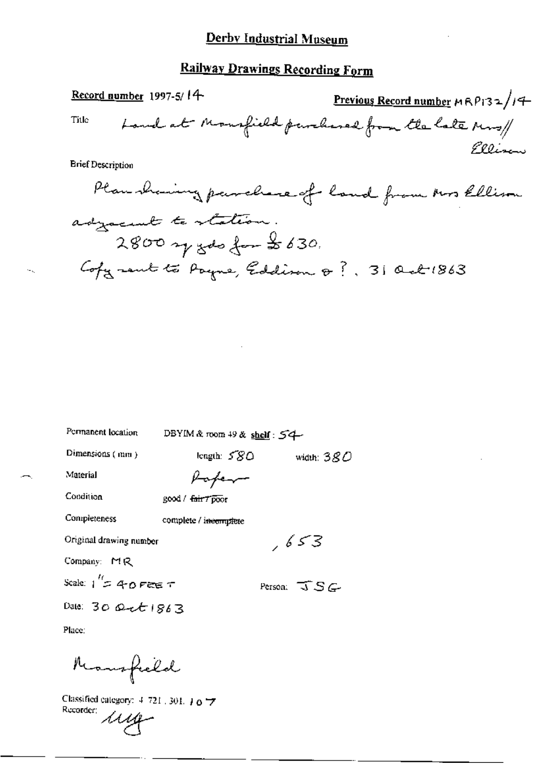# Derby Industrial Museum

## Railway Drawings Recording Form

**Record number** 1997-5/14

**Previous Record number** MRP132/14

Title: Land at Mansfield purchased from the late Mrs// Ellison

Brief Description

Plan showing purchase of land from Mrs Ellison adjacent to station.
2800 sq yds for £630.
Copy sent to Payne, Eddison & ?, 31 Oct 1863

Permanent location: DBYIM & room 49 & shelf: 54

Dimensions (mm): length: 580 width: 380

Material: Paper

Condition: good / ~~fair~~ / ~~poor~~

Completeness: complete / ~~incomplete~~

Original drawing number: , 653

Company: MR

Scale: 1" = 40 FEET

Person: JSG

Date: 30 Oct 1863

Place:

Mansfield

Classified category: 4.721.301.107

Recorder: MG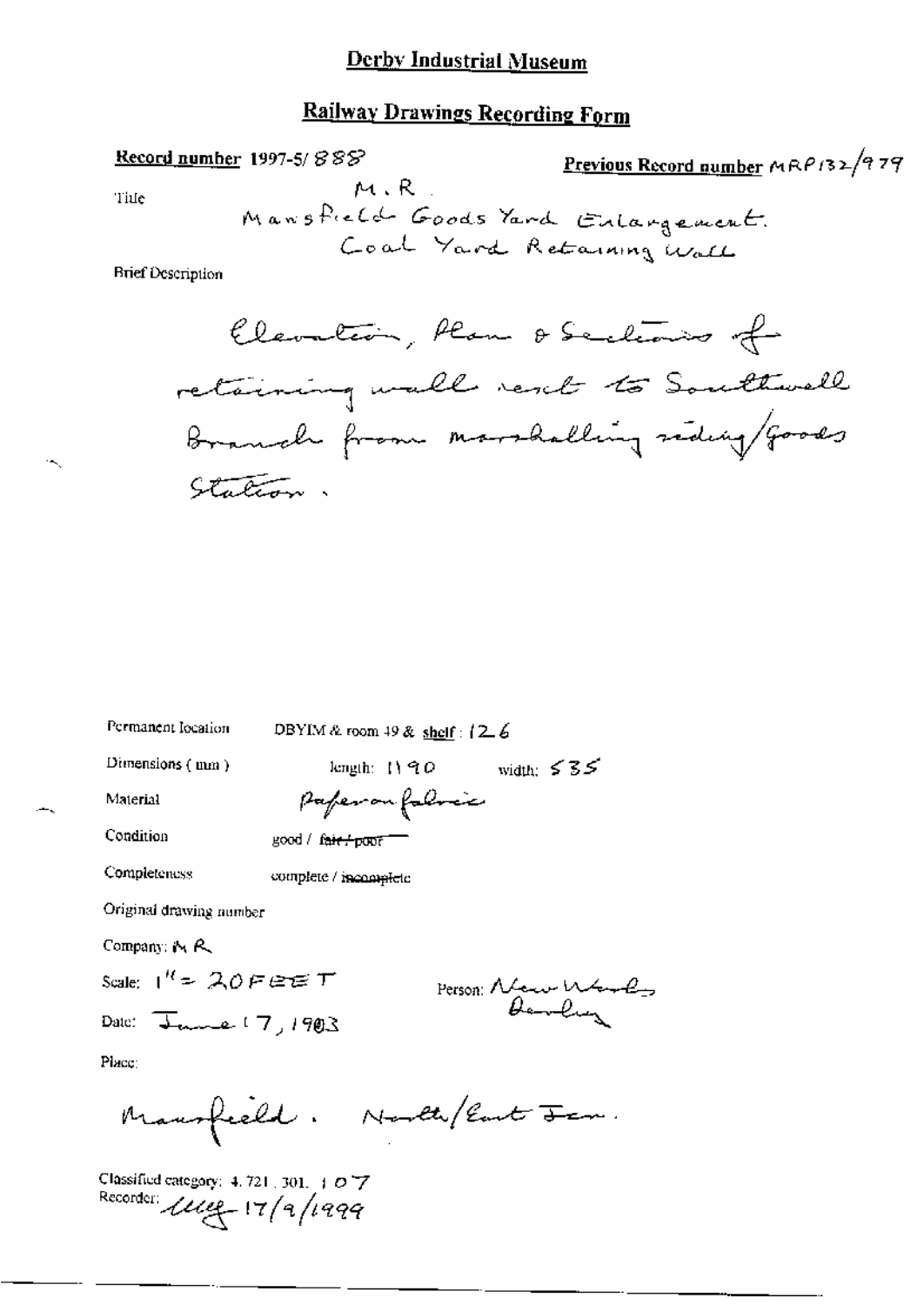# Derby Industrial Museum

## Railway Drawings Recording Form

**Record number** 1997-5/ 888

**Previous Record number** MRP132/979

Title

M. R.
Mansfield Goods Yard Enlargement.
Coal Yard Retaining Wall

Brief Description

Elevation, Plan & Sections of retaining wall next to Southwell Branch from marshalling siding/Goods Station.

Permanent location: DBYIM & room 49 & shelf: 126

Dimensions (mm): length: 1190 width: 535

Material: Paper on fabric

Condition: good / ~~fair / poor~~

Completeness: complete / ~~incomplete~~

Original drawing number

Company: M R

Scale: 1" = 20 FEET

Person: New Works Derby

Date: June 17, 1903

Place:

Mansfield. North/East Jcn.

Classified category: 4. 721. 301. 107

Recorder: ug 17/9/1999